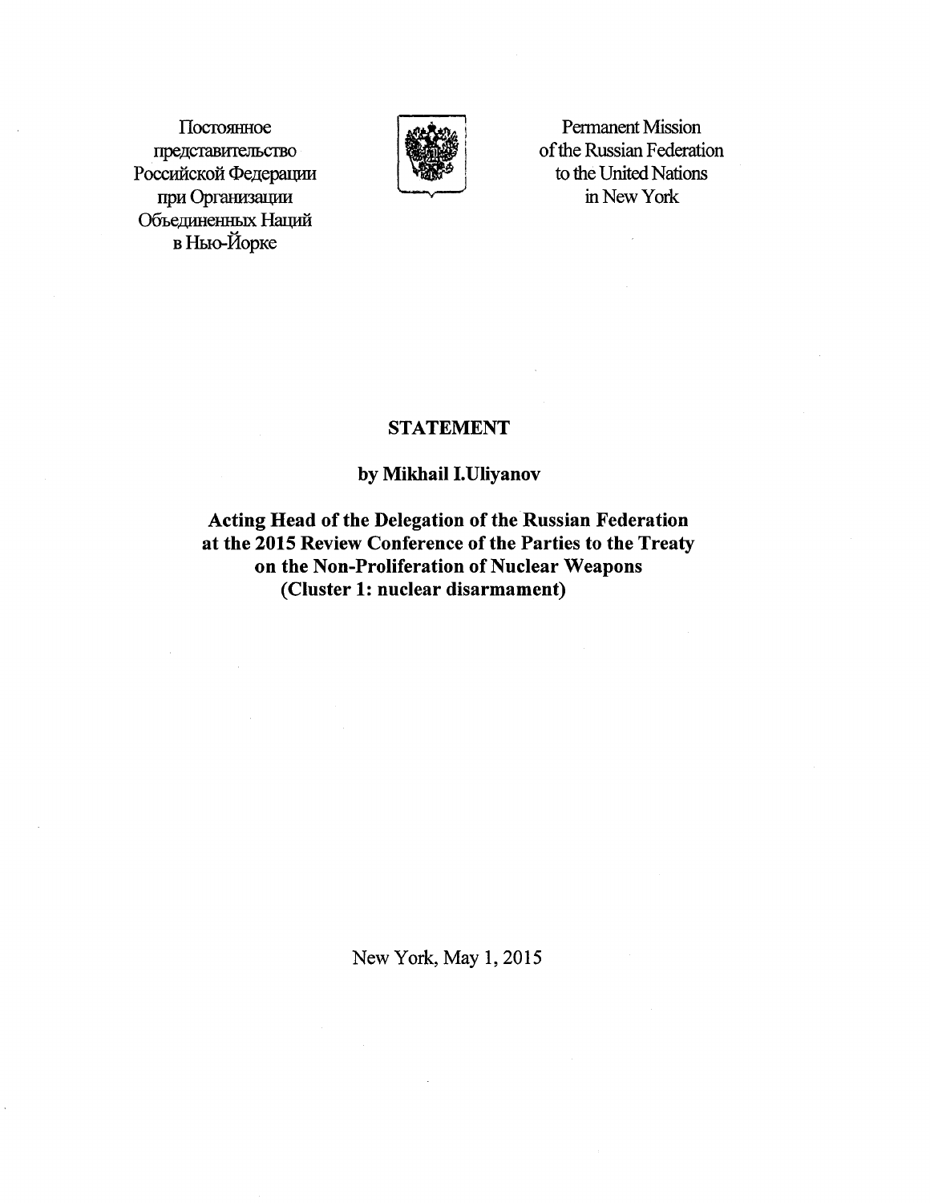Постоянное
представительство
Российской Федерации
при Организации
Объединенных Наций
в Нью-Йорке

Permanent Mission
of the Russian Federation
to the United Nations
in New York

# STATEMENT

**by Mikhail I.Uliyanov**

**Acting Head of the Delegation of the Russian Federation at the 2015 Review Conference of the Parties to the Treaty on the Non-Proliferation of Nuclear Weapons (Cluster 1: nuclear disarmament)**

New York, May 1, 2015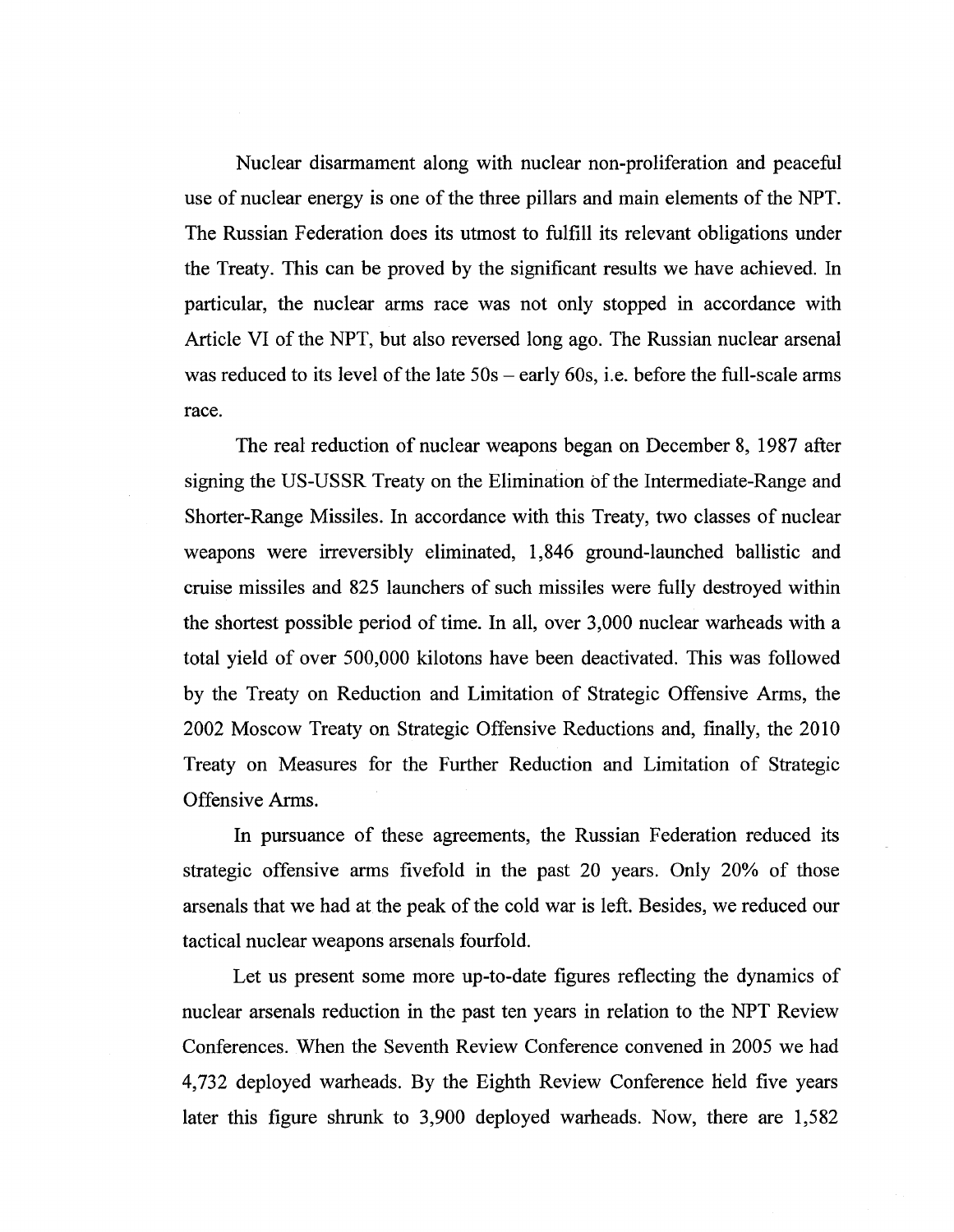Nuclear disarmament along with nuclear non-proliferation and peaceful use of nuclear energy is one of the three pillars and main elements of the NPT. The Russian Federation does its utmost to fulfill its relevant obligations under the Treaty. This can be proved by the significant results we have achieved. In particular, the nuclear arms race was not only stopped in accordance with Article VI of the NPT, but also reversed long ago. The Russian nuclear arsenal was reduced to its level of the late 50s – early 60s, i.e. before the full-scale arms race.

The real reduction of nuclear weapons began on December 8, 1987 after signing the US-USSR Treaty on the Elimination of the Intermediate-Range and Shorter-Range Missiles. In accordance with this Treaty, two classes of nuclear weapons were irreversibly eliminated, 1,846 ground-launched ballistic and cruise missiles and 825 launchers of such missiles were fully destroyed within the shortest possible period of time. In all, over 3,000 nuclear warheads with a total yield of over 500,000 kilotons have been deactivated. This was followed by the Treaty on Reduction and Limitation of Strategic Offensive Arms, the 2002 Moscow Treaty on Strategic Offensive Reductions and, finally, the 2010 Treaty on Measures for the Further Reduction and Limitation of Strategic Offensive Arms.

In pursuance of these agreements, the Russian Federation reduced its strategic offensive arms fivefold in the past 20 years. Only 20% of those arsenals that we had at the peak of the cold war is left. Besides, we reduced our tactical nuclear weapons arsenals fourfold.

Let us present some more up-to-date figures reflecting the dynamics of nuclear arsenals reduction in the past ten years in relation to the NPT Review Conferences. When the Seventh Review Conference convened in 2005 we had 4,732 deployed warheads. By the Eighth Review Conference held five years later this figure shrunk to 3,900 deployed warheads. Now, there are 1,582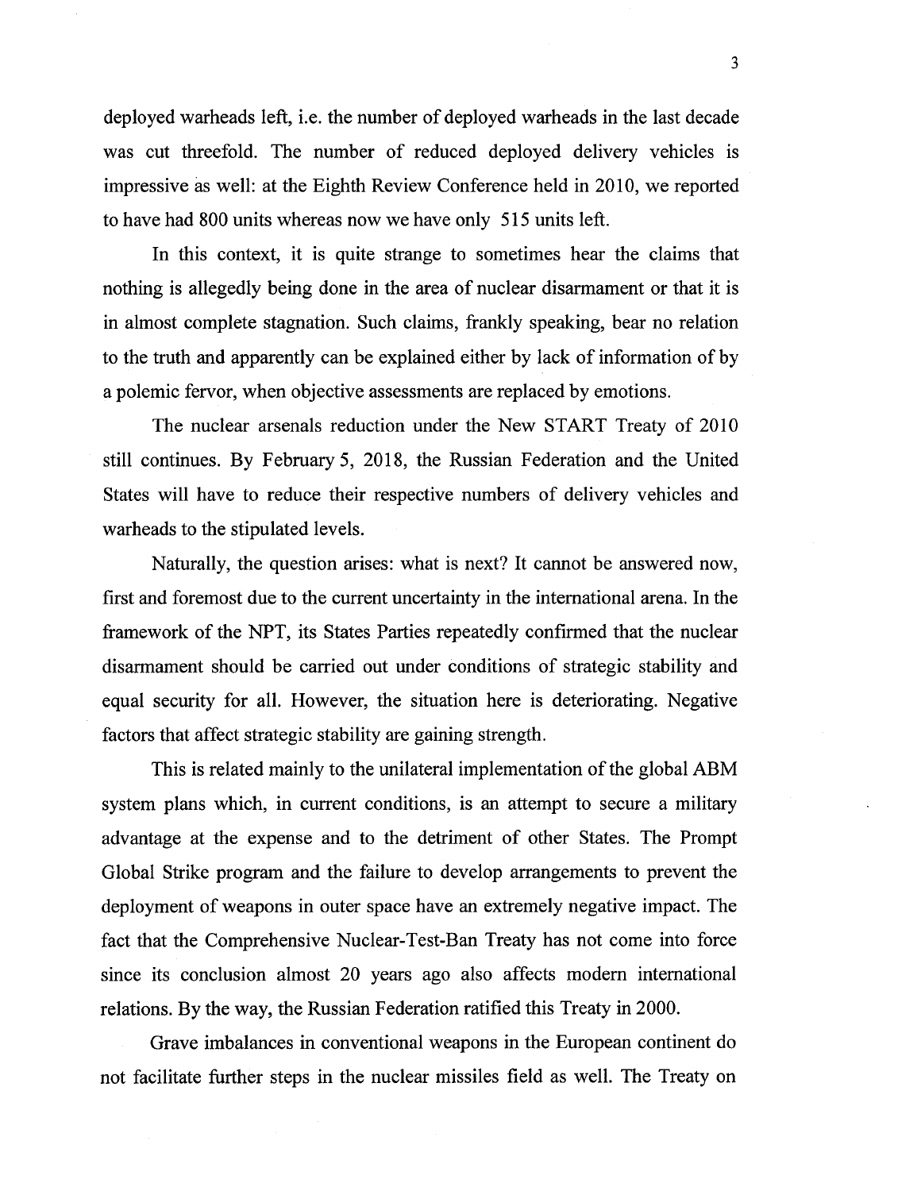deployed warheads left, i.e. the number of deployed warheads in the last decade was cut threefold. The number of reduced deployed delivery vehicles is impressive as well: at the Eighth Review Conference held in 2010, we reported to have had 800 units whereas now we have only 515 units left.

In this context, it is quite strange to sometimes hear the claims that nothing is allegedly being done in the area of nuclear disarmament or that it is in almost complete stagnation. Such claims, frankly speaking, bear no relation to the truth and apparently can be explained either by lack of information of by a polemic fervor, when objective assessments are replaced by emotions.

The nuclear arsenals reduction under the New START Treaty of 2010 still continues. By February 5, 2018, the Russian Federation and the United States will have to reduce their respective numbers of delivery vehicles and warheads to the stipulated levels.

Naturally, the question arises: what is next? It cannot be answered now, first and foremost due to the current uncertainty in the international arena. In the framework of the NPT, its States Parties repeatedly confirmed that the nuclear disarmament should be carried out under conditions of strategic stability and equal security for all. However, the situation here is deteriorating. Negative factors that affect strategic stability are gaining strength.

This is related mainly to the unilateral implementation of the global ABM system plans which, in current conditions, is an attempt to secure a military advantage at the expense and to the detriment of other States. The Prompt Global Strike program and the failure to develop arrangements to prevent the deployment of weapons in outer space have an extremely negative impact. The fact that the Comprehensive Nuclear-Test-Ban Treaty has not come into force since its conclusion almost 20 years ago also affects modern international relations. By the way, the Russian Federation ratified this Treaty in 2000.

Grave imbalances in conventional weapons in the European continent do not facilitate further steps in the nuclear missiles field as well. The Treaty on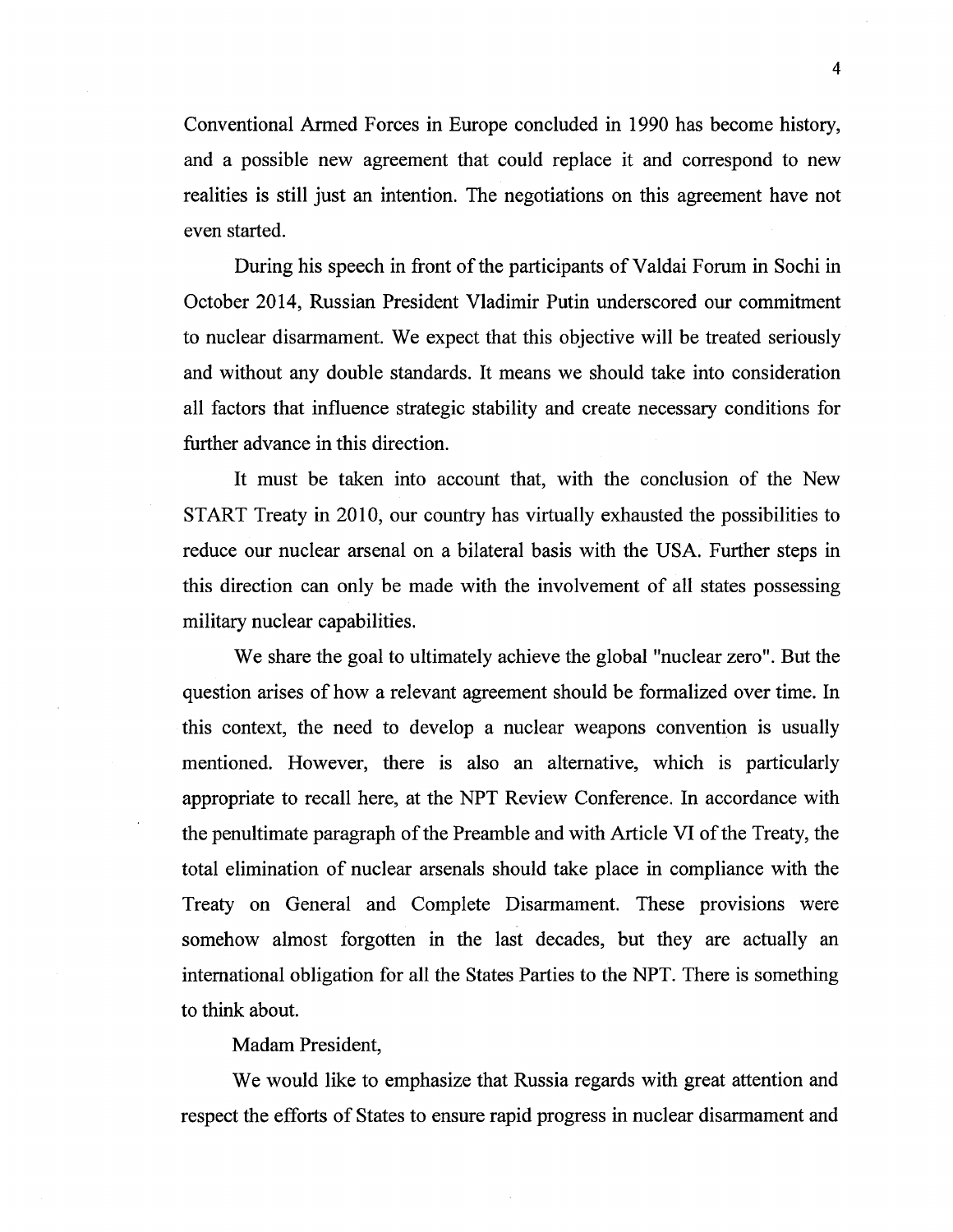Conventional Armed Forces in Europe concluded in 1990 has become history, and a possible new agreement that could replace it and correspond to new realities is still just an intention. The negotiations on this agreement have not even started.

During his speech in front of the participants of Valdai Forum in Sochi in October 2014, Russian President Vladimir Putin underscored our commitment to nuclear disarmament. We expect that this objective will be treated seriously and without any double standards. It means we should take into consideration all factors that influence strategic stability and create necessary conditions for further advance in this direction.

It must be taken into account that, with the conclusion of the New START Treaty in 2010, our country has virtually exhausted the possibilities to reduce our nuclear arsenal on a bilateral basis with the USA. Further steps in this direction can only be made with the involvement of all states possessing military nuclear capabilities.

We share the goal to ultimately achieve the global "nuclear zero". But the question arises of how a relevant agreement should be formalized over time. In this context, the need to develop a nuclear weapons convention is usually mentioned. However, there is also an alternative, which is particularly appropriate to recall here, at the NPT Review Conference. In accordance with the penultimate paragraph of the Preamble and with Article VI of the Treaty, the total elimination of nuclear arsenals should take place in compliance with the Treaty on General and Complete Disarmament. These provisions were somehow almost forgotten in the last decades, but they are actually an international obligation for all the States Parties to the NPT. There is something to think about.

Madam President,

We would like to emphasize that Russia regards with great attention and respect the efforts of States to ensure rapid progress in nuclear disarmament and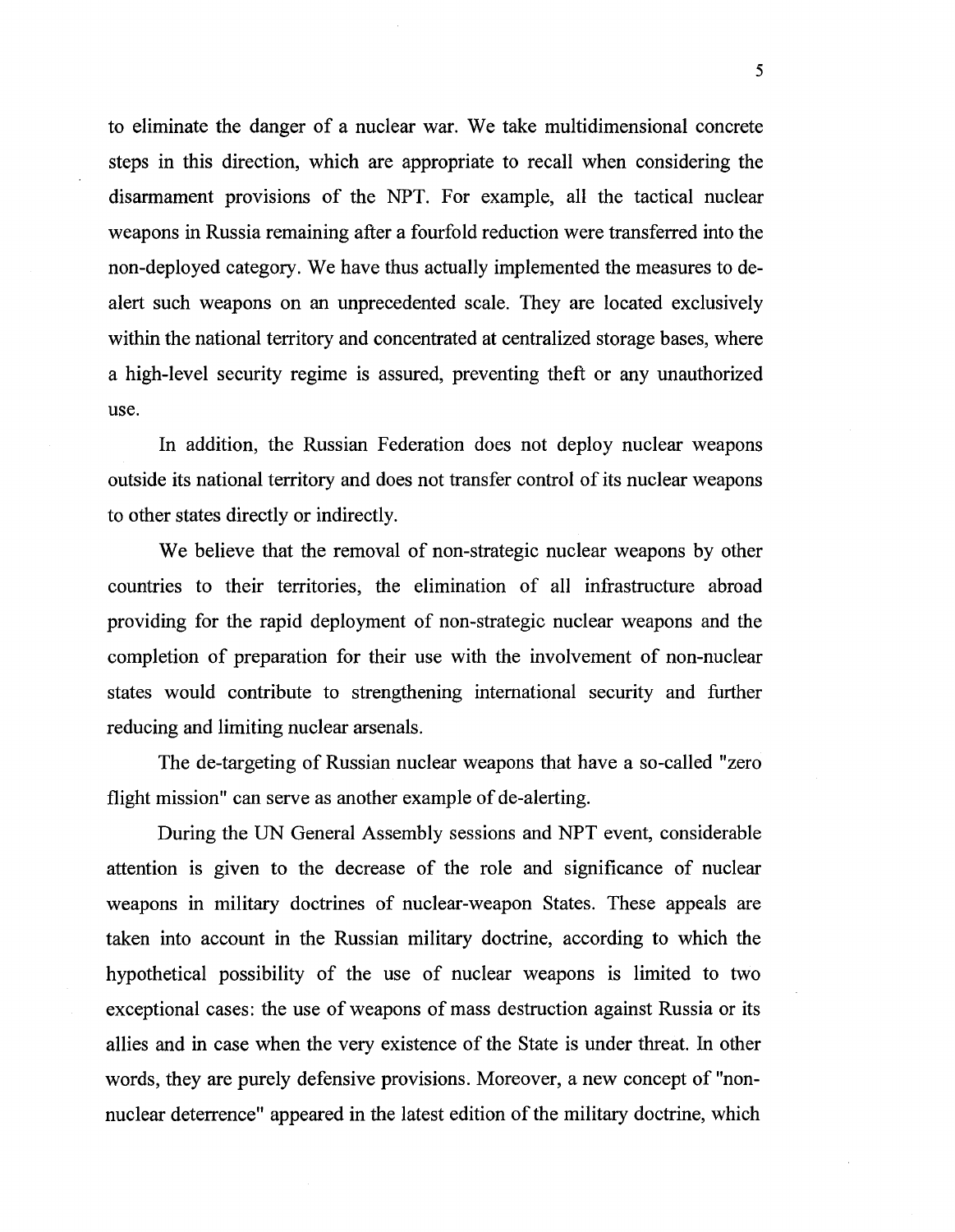to eliminate the danger of a nuclear war. We take multidimensional concrete steps in this direction, which are appropriate to recall when considering the disarmament provisions of the NPT. For example, all the tactical nuclear weapons in Russia remaining after a fourfold reduction were transferred into the non-deployed category. We have thus actually implemented the measures to de-alert such weapons on an unprecedented scale. They are located exclusively within the national territory and concentrated at centralized storage bases, where a high-level security regime is assured, preventing theft or any unauthorized use.

In addition, the Russian Federation does not deploy nuclear weapons outside its national territory and does not transfer control of its nuclear weapons to other states directly or indirectly.

We believe that the removal of non-strategic nuclear weapons by other countries to their territories, the elimination of all infrastructure abroad providing for the rapid deployment of non-strategic nuclear weapons and the completion of preparation for their use with the involvement of non-nuclear states would contribute to strengthening international security and further reducing and limiting nuclear arsenals.

The de-targeting of Russian nuclear weapons that have a so-called "zero flight mission" can serve as another example of de-alerting.

During the UN General Assembly sessions and NPT event, considerable attention is given to the decrease of the role and significance of nuclear weapons in military doctrines of nuclear-weapon States. These appeals are taken into account in the Russian military doctrine, according to which the hypothetical possibility of the use of nuclear weapons is limited to two exceptional cases: the use of weapons of mass destruction against Russia or its allies and in case when the very existence of the State is under threat. In other words, they are purely defensive provisions. Moreover, a new concept of "non-nuclear deterrence" appeared in the latest edition of the military doctrine, which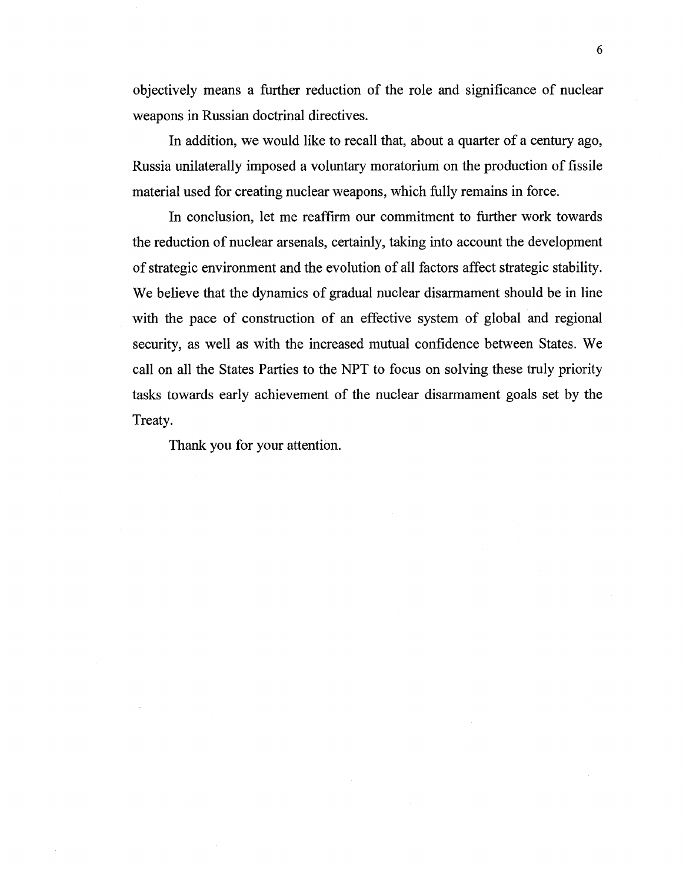objectively means a further reduction of the role and significance of nuclear weapons in Russian doctrinal directives.

In addition, we would like to recall that, about a quarter of a century ago, Russia unilaterally imposed a voluntary moratorium on the production of fissile material used for creating nuclear weapons, which fully remains in force.

In conclusion, let me reaffirm our commitment to further work towards the reduction of nuclear arsenals, certainly, taking into account the development of strategic environment and the evolution of all factors affect strategic stability. We believe that the dynamics of gradual nuclear disarmament should be in line with the pace of construction of an effective system of global and regional security, as well as with the increased mutual confidence between States. We call on all the States Parties to the NPT to focus on solving these truly priority tasks towards early achievement of the nuclear disarmament goals set by the Treaty.

Thank you for your attention.